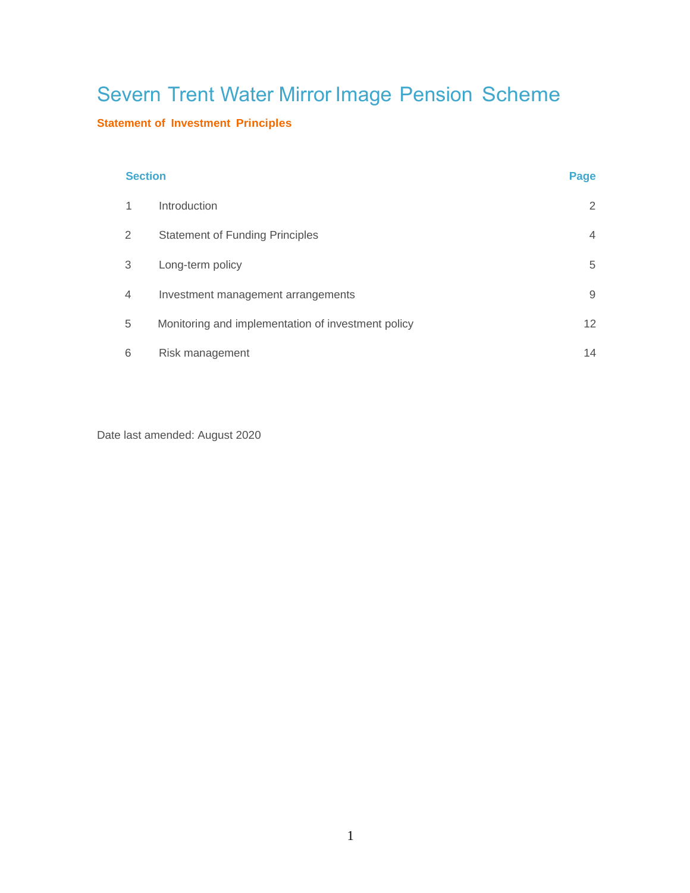# Severn Trent Water Mirror Image Pension Scheme

**Statement of Investment Principles**

| Section | | Page |
|---|---|---|
| 1 | Introduction | 2 |
| 2 | Statement of Funding Principles | 4 |
| 3 | Long-term policy | 5 |
| 4 | Investment management arrangements | 9 |
| 5 | Monitoring and implementation of investment policy | 12 |
| 6 | Risk management | 14 |

Date last amended: August 2020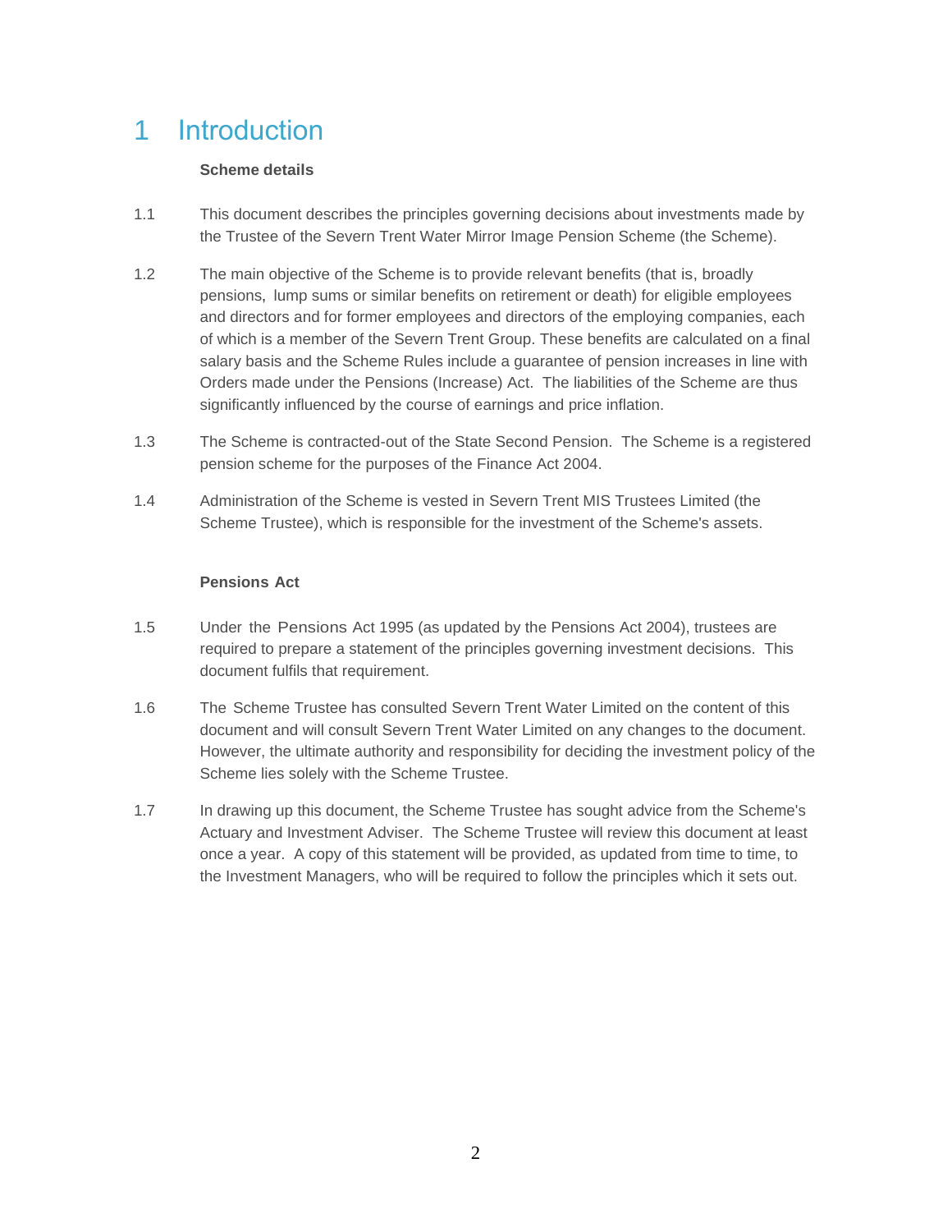# 1 Introduction

**Scheme details**

1.1 This document describes the principles governing decisions about investments made by the Trustee of the Severn Trent Water Mirror Image Pension Scheme (the Scheme).

1.2 The main objective of the Scheme is to provide relevant benefits (that is, broadly pensions, lump sums or similar benefits on retirement or death) for eligible employees and directors and for former employees and directors of the employing companies, each of which is a member of the Severn Trent Group. These benefits are calculated on a final salary basis and the Scheme Rules include a guarantee of pension increases in line with Orders made under the Pensions (Increase) Act. The liabilities of the Scheme are thus significantly influenced by the course of earnings and price inflation.

1.3 The Scheme is contracted-out of the State Second Pension. The Scheme is a registered pension scheme for the purposes of the Finance Act 2004.

1.4 Administration of the Scheme is vested in Severn Trent MIS Trustees Limited (the Scheme Trustee), which is responsible for the investment of the Scheme's assets.

**Pensions Act**

1.5 Under the Pensions Act 1995 (as updated by the Pensions Act 2004), trustees are required to prepare a statement of the principles governing investment decisions. This document fulfils that requirement.

1.6 The Scheme Trustee has consulted Severn Trent Water Limited on the content of this document and will consult Severn Trent Water Limited on any changes to the document. However, the ultimate authority and responsibility for deciding the investment policy of the Scheme lies solely with the Scheme Trustee.

1.7 In drawing up this document, the Scheme Trustee has sought advice from the Scheme's Actuary and Investment Adviser. The Scheme Trustee will review this document at least once a year. A copy of this statement will be provided, as updated from time to time, to the Investment Managers, who will be required to follow the principles which it sets out.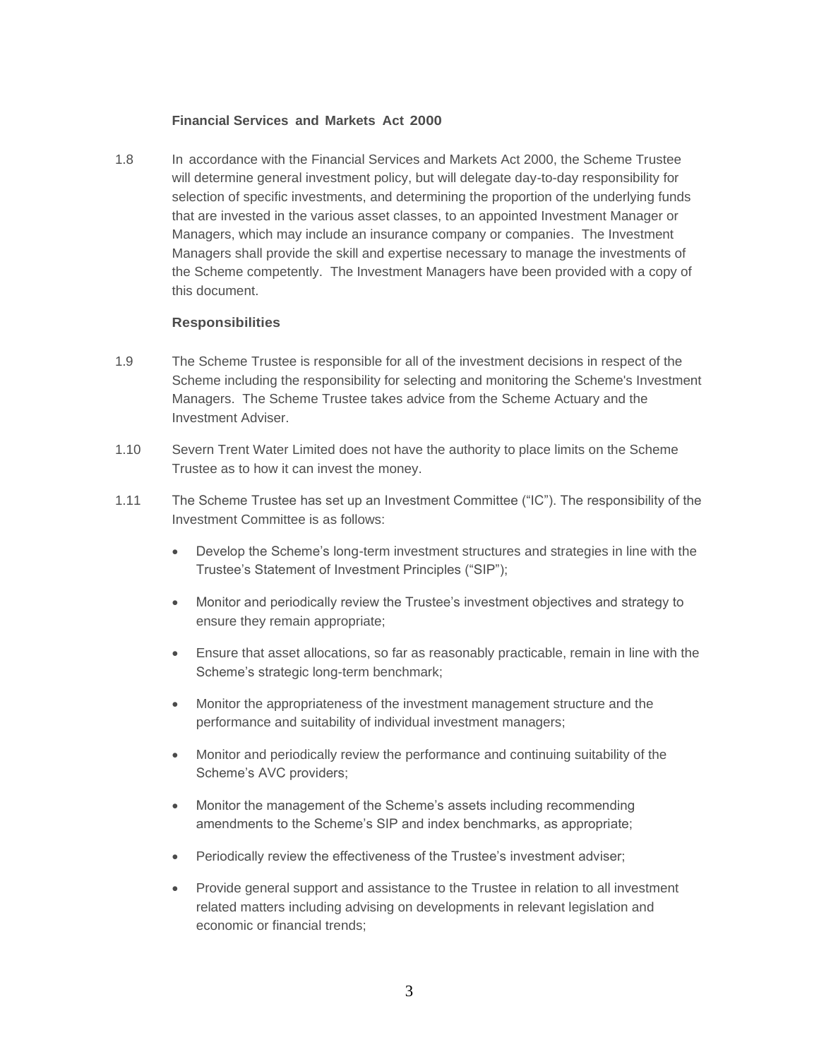### Financial Services and Markets Act 2000

1.8 In accordance with the Financial Services and Markets Act 2000, the Scheme Trustee will determine general investment policy, but will delegate day-to-day responsibility for selection of specific investments, and determining the proportion of the underlying funds that are invested in the various asset classes, to an appointed Investment Manager or Managers, which may include an insurance company or companies. The Investment Managers shall provide the skill and expertise necessary to manage the investments of the Scheme competently. The Investment Managers have been provided with a copy of this document.

### Responsibilities

1.9 The Scheme Trustee is responsible for all of the investment decisions in respect of the Scheme including the responsibility for selecting and monitoring the Scheme's Investment Managers. The Scheme Trustee takes advice from the Scheme Actuary and the Investment Adviser.

1.10 Severn Trent Water Limited does not have the authority to place limits on the Scheme Trustee as to how it can invest the money.

1.11 The Scheme Trustee has set up an Investment Committee ("IC"). The responsibility of the Investment Committee is as follows:

- Develop the Scheme's long-term investment structures and strategies in line with the Trustee's Statement of Investment Principles ("SIP");
- Monitor and periodically review the Trustee's investment objectives and strategy to ensure they remain appropriate;
- Ensure that asset allocations, so far as reasonably practicable, remain in line with the Scheme's strategic long-term benchmark;
- Monitor the appropriateness of the investment management structure and the performance and suitability of individual investment managers;
- Monitor and periodically review the performance and continuing suitability of the Scheme's AVC providers;
- Monitor the management of the Scheme's assets including recommending amendments to the Scheme's SIP and index benchmarks, as appropriate;
- Periodically review the effectiveness of the Trustee's investment adviser;
- Provide general support and assistance to the Trustee in relation to all investment related matters including advising on developments in relevant legislation and economic or financial trends;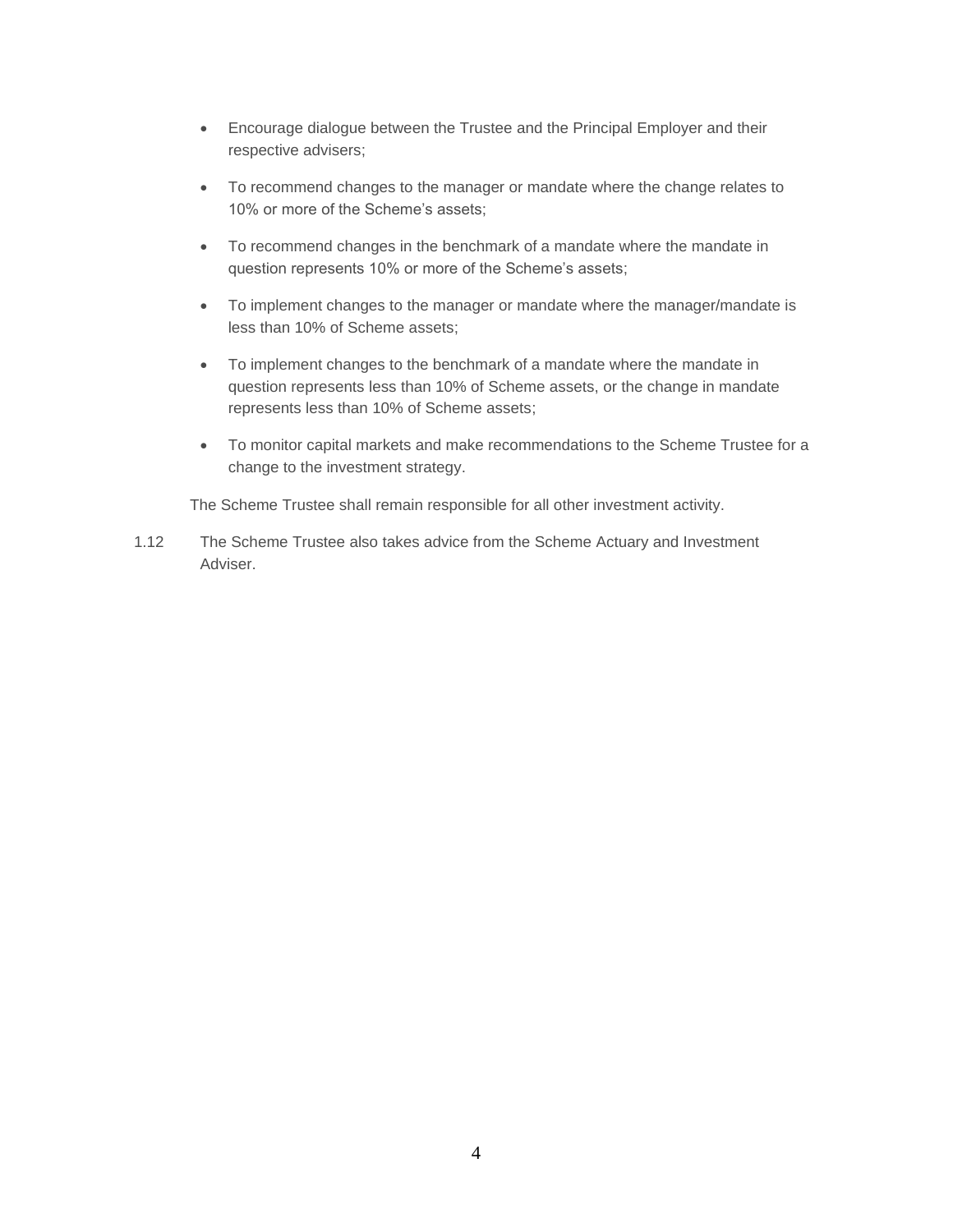- Encourage dialogue between the Trustee and the Principal Employer and their respective advisers;
- To recommend changes to the manager or mandate where the change relates to 10% or more of the Scheme's assets;
- To recommend changes in the benchmark of a mandate where the mandate in question represents 10% or more of the Scheme's assets;
- To implement changes to the manager or mandate where the manager/mandate is less than 10% of Scheme assets;
- To implement changes to the benchmark of a mandate where the mandate in question represents less than 10% of Scheme assets, or the change in mandate represents less than 10% of Scheme assets;
- To monitor capital markets and make recommendations to the Scheme Trustee for a change to the investment strategy.

The Scheme Trustee shall remain responsible for all other investment activity.

1.12 The Scheme Trustee also takes advice from the Scheme Actuary and Investment Adviser.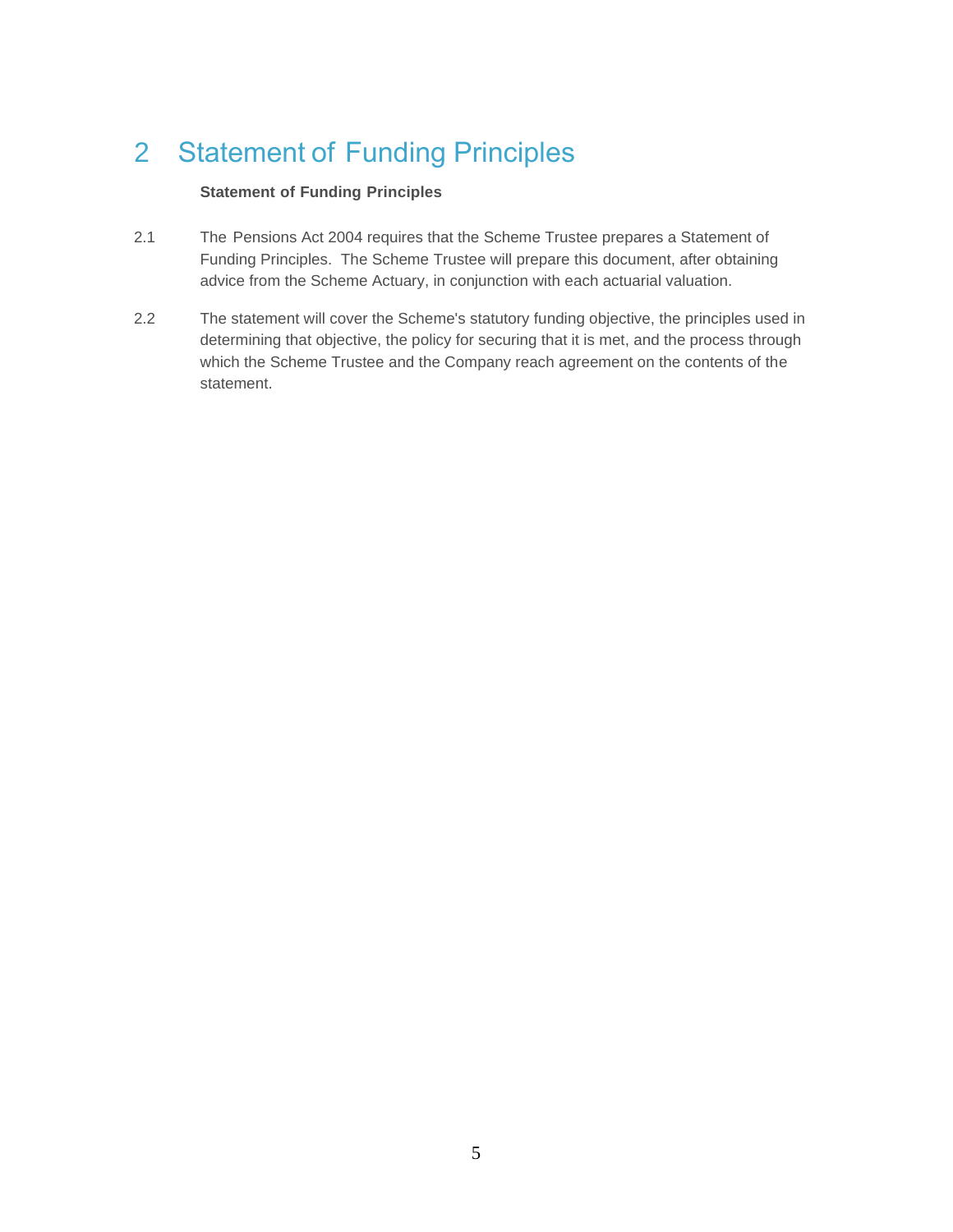# 2 Statement of Funding Principles

**Statement of Funding Principles**

2.1 The Pensions Act 2004 requires that the Scheme Trustee prepares a Statement of Funding Principles. The Scheme Trustee will prepare this document, after obtaining advice from the Scheme Actuary, in conjunction with each actuarial valuation.

2.2 The statement will cover the Scheme's statutory funding objective, the principles used in determining that objective, the policy for securing that it is met, and the process through which the Scheme Trustee and the Company reach agreement on the contents of the statement.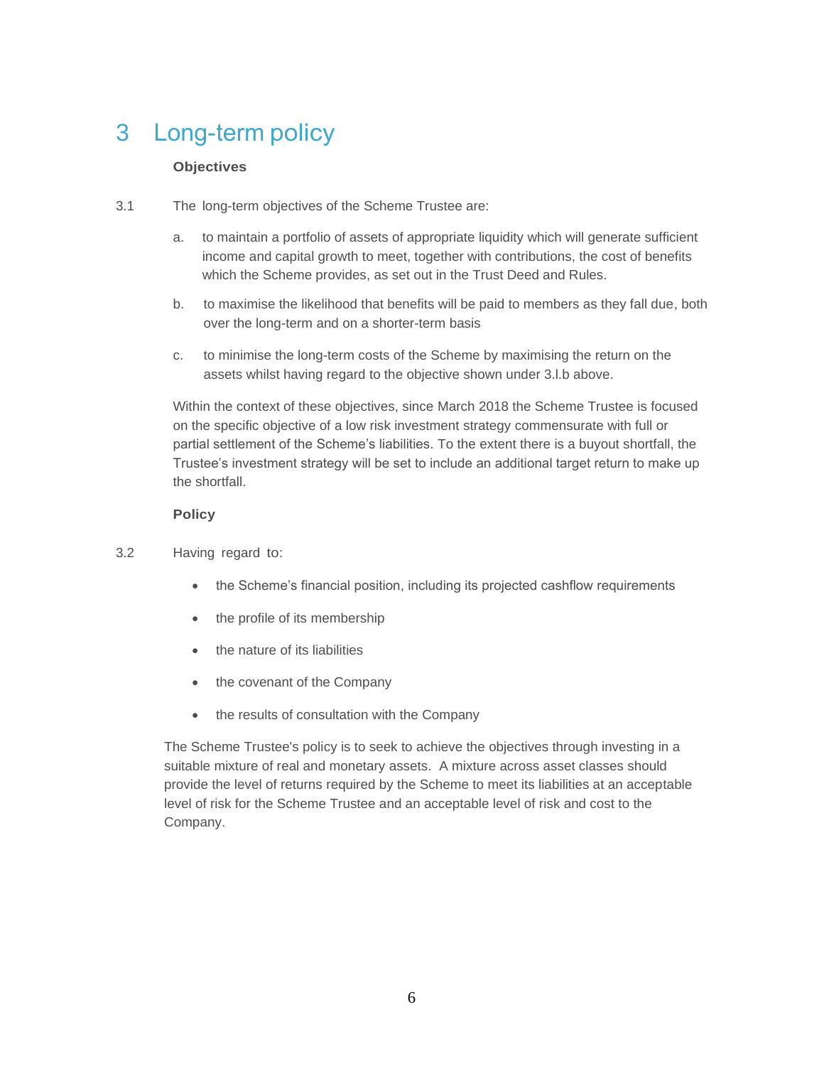# 3 Long-term policy

**Objectives**

3.1 The long-term objectives of the Scheme Trustee are:

a. to maintain a portfolio of assets of appropriate liquidity which will generate sufficient income and capital growth to meet, together with contributions, the cost of benefits which the Scheme provides, as set out in the Trust Deed and Rules.

b. to maximise the likelihood that benefits will be paid to members as they fall due, both over the long-term and on a shorter-term basis

c. to minimise the long-term costs of the Scheme by maximising the return on the assets whilst having regard to the objective shown under 3.l.b above.

Within the context of these objectives, since March 2018 the Scheme Trustee is focused on the specific objective of a low risk investment strategy commensurate with full or partial settlement of the Scheme's liabilities. To the extent there is a buyout shortfall, the Trustee's investment strategy will be set to include an additional target return to make up the shortfall.

**Policy**

3.2 Having regard to:

- the Scheme's financial position, including its projected cashflow requirements
- the profile of its membership
- the nature of its liabilities
- the covenant of the Company
- the results of consultation with the Company

The Scheme Trustee's policy is to seek to achieve the objectives through investing in a suitable mixture of real and monetary assets. A mixture across asset classes should provide the level of returns required by the Scheme to meet its liabilities at an acceptable level of risk for the Scheme Trustee and an acceptable level of risk and cost to the Company.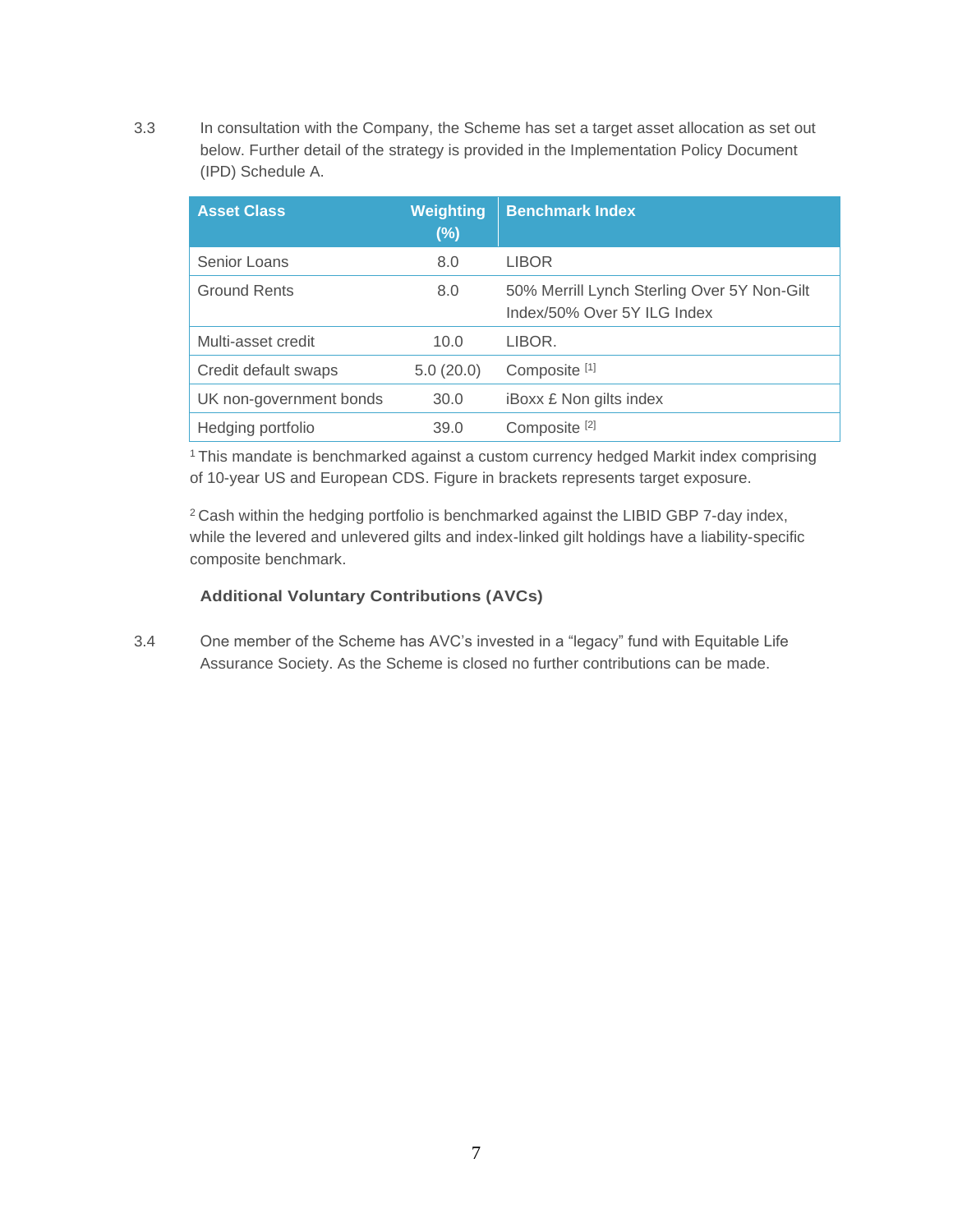3.3 In consultation with the Company, the Scheme has set a target asset allocation as set out below. Further detail of the strategy is provided in the Implementation Policy Document (IPD) Schedule A.

| Asset Class | Weighting (%) | Benchmark Index |
|---|---|---|
| Senior Loans | 8.0 | LIBOR |
| Ground Rents | 8.0 | 50% Merrill Lynch Sterling Over 5Y Non-Gilt Index/50% Over 5Y ILG Index |
| Multi-asset credit | 10.0 | LIBOR. |
| Credit default swaps | 5.0 (20.0) | Composite [1] |
| UK non-government bonds | 30.0 | iBoxx £ Non gilts index |
| Hedging portfolio | 39.0 | Composite [2] |

[1] This mandate is benchmarked against a custom currency hedged Markit index comprising of 10-year US and European CDS. Figure in brackets represents target exposure.

[2] Cash within the hedging portfolio is benchmarked against the LIBID GBP 7-day index, while the levered and unlevered gilts and index-linked gilt holdings have a liability-specific composite benchmark.

**Additional Voluntary Contributions (AVCs)**

3.4 One member of the Scheme has AVC's invested in a "legacy" fund with Equitable Life Assurance Society. As the Scheme is closed no further contributions can be made.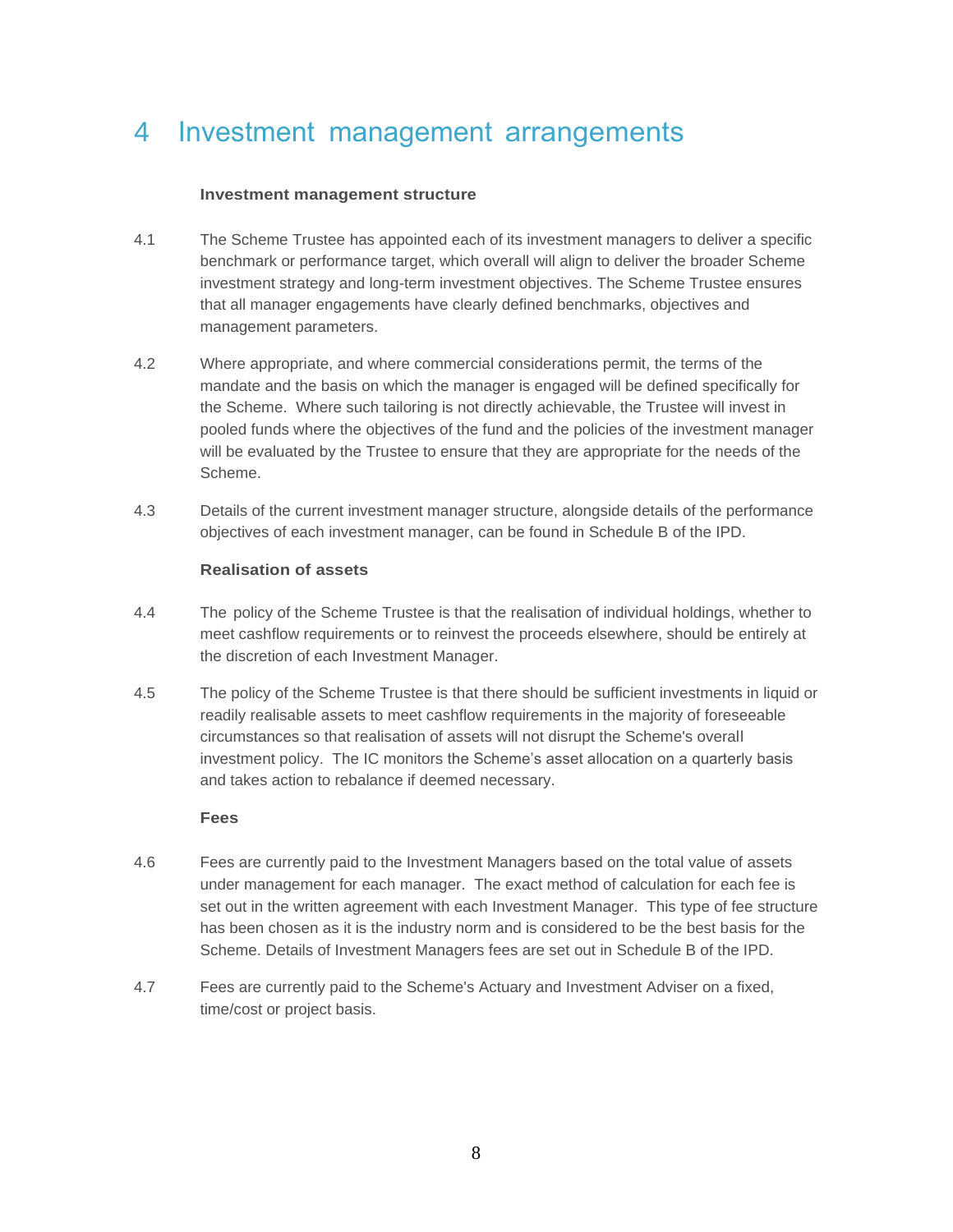# 4 Investment management arrangements

**Investment management structure**

4.1 The Scheme Trustee has appointed each of its investment managers to deliver a specific benchmark or performance target, which overall will align to deliver the broader Scheme investment strategy and long-term investment objectives. The Scheme Trustee ensures that all manager engagements have clearly defined benchmarks, objectives and management parameters.

4.2 Where appropriate, and where commercial considerations permit, the terms of the mandate and the basis on which the manager is engaged will be defined specifically for the Scheme. Where such tailoring is not directly achievable, the Trustee will invest in pooled funds where the objectives of the fund and the policies of the investment manager will be evaluated by the Trustee to ensure that they are appropriate for the needs of the Scheme.

4.3 Details of the current investment manager structure, alongside details of the performance objectives of each investment manager, can be found in Schedule B of the IPD.

**Realisation of assets**

4.4 The policy of the Scheme Trustee is that the realisation of individual holdings, whether to meet cashflow requirements or to reinvest the proceeds elsewhere, should be entirely at the discretion of each Investment Manager.

4.5 The policy of the Scheme Trustee is that there should be sufficient investments in liquid or readily realisable assets to meet cashflow requirements in the majority of foreseeable circumstances so that realisation of assets will not disrupt the Scheme's overall investment policy. The IC monitors the Scheme's asset allocation on a quarterly basis and takes action to rebalance if deemed necessary.

**Fees**

4.6 Fees are currently paid to the Investment Managers based on the total value of assets under management for each manager. The exact method of calculation for each fee is set out in the written agreement with each Investment Manager. This type of fee structure has been chosen as it is the industry norm and is considered to be the best basis for the Scheme. Details of Investment Managers fees are set out in Schedule B of the IPD.

4.7 Fees are currently paid to the Scheme's Actuary and Investment Adviser on a fixed, time/cost or project basis.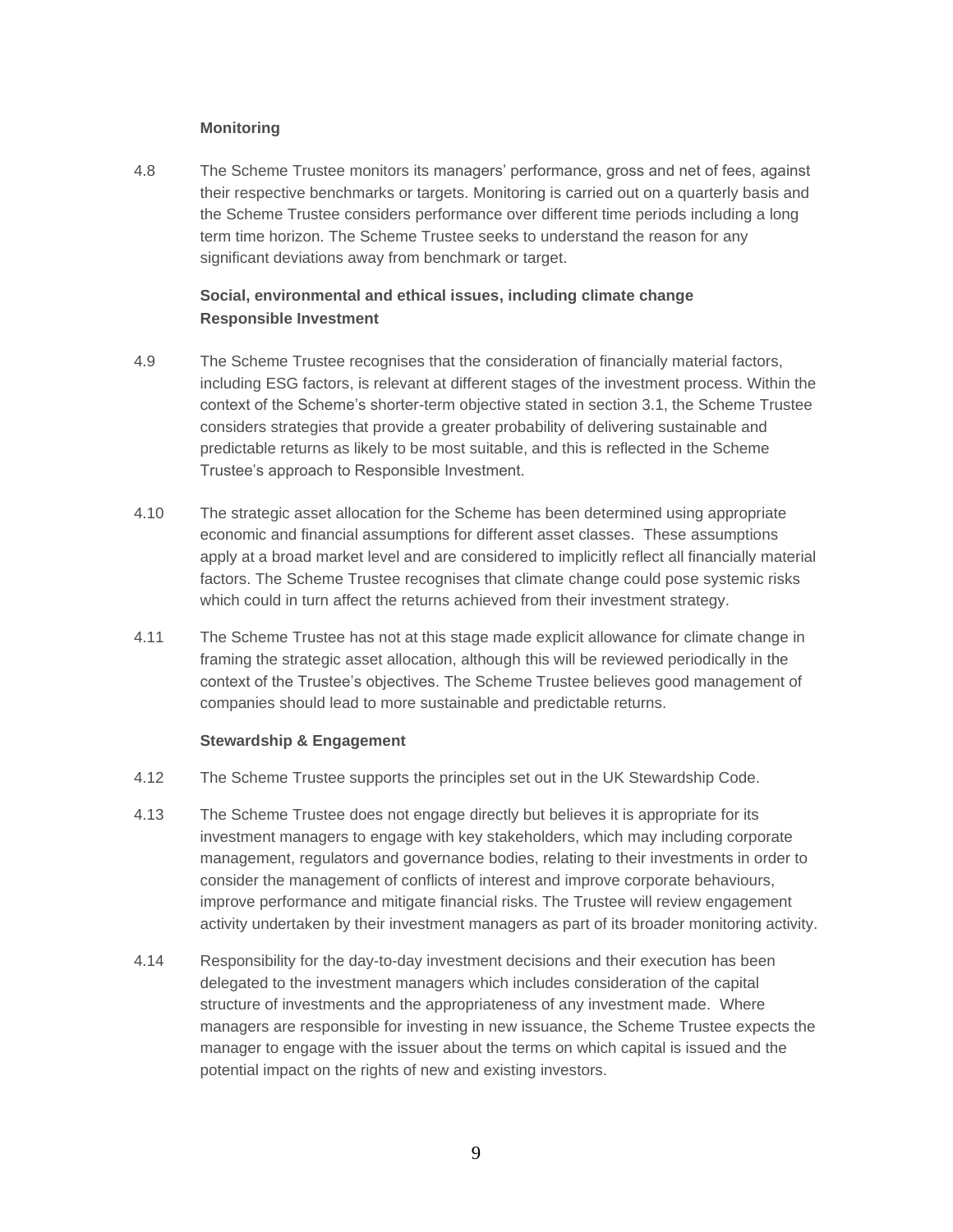**Monitoring**

4.8 The Scheme Trustee monitors its managers' performance, gross and net of fees, against their respective benchmarks or targets. Monitoring is carried out on a quarterly basis and the Scheme Trustee considers performance over different time periods including a long term time horizon. The Scheme Trustee seeks to understand the reason for any significant deviations away from benchmark or target.

**Social, environmental and ethical issues, including climate change**
**Responsible Investment**

4.9 The Scheme Trustee recognises that the consideration of financially material factors, including ESG factors, is relevant at different stages of the investment process. Within the context of the Scheme's shorter-term objective stated in section 3.1, the Scheme Trustee considers strategies that provide a greater probability of delivering sustainable and predictable returns as likely to be most suitable, and this is reflected in the Scheme Trustee's approach to Responsible Investment.

4.10 The strategic asset allocation for the Scheme has been determined using appropriate economic and financial assumptions for different asset classes. These assumptions apply at a broad market level and are considered to implicitly reflect all financially material factors. The Scheme Trustee recognises that climate change could pose systemic risks which could in turn affect the returns achieved from their investment strategy.

4.11 The Scheme Trustee has not at this stage made explicit allowance for climate change in framing the strategic asset allocation, although this will be reviewed periodically in the context of the Trustee's objectives. The Scheme Trustee believes good management of companies should lead to more sustainable and predictable returns.

**Stewardship & Engagement**

4.12 The Scheme Trustee supports the principles set out in the UK Stewardship Code.

4.13 The Scheme Trustee does not engage directly but believes it is appropriate for its investment managers to engage with key stakeholders, which may including corporate management, regulators and governance bodies, relating to their investments in order to consider the management of conflicts of interest and improve corporate behaviours, improve performance and mitigate financial risks. The Trustee will review engagement activity undertaken by their investment managers as part of its broader monitoring activity.

4.14 Responsibility for the day-to-day investment decisions and their execution has been delegated to the investment managers which includes consideration of the capital structure of investments and the appropriateness of any investment made. Where managers are responsible for investing in new issuance, the Scheme Trustee expects the manager to engage with the issuer about the terms on which capital is issued and the potential impact on the rights of new and existing investors.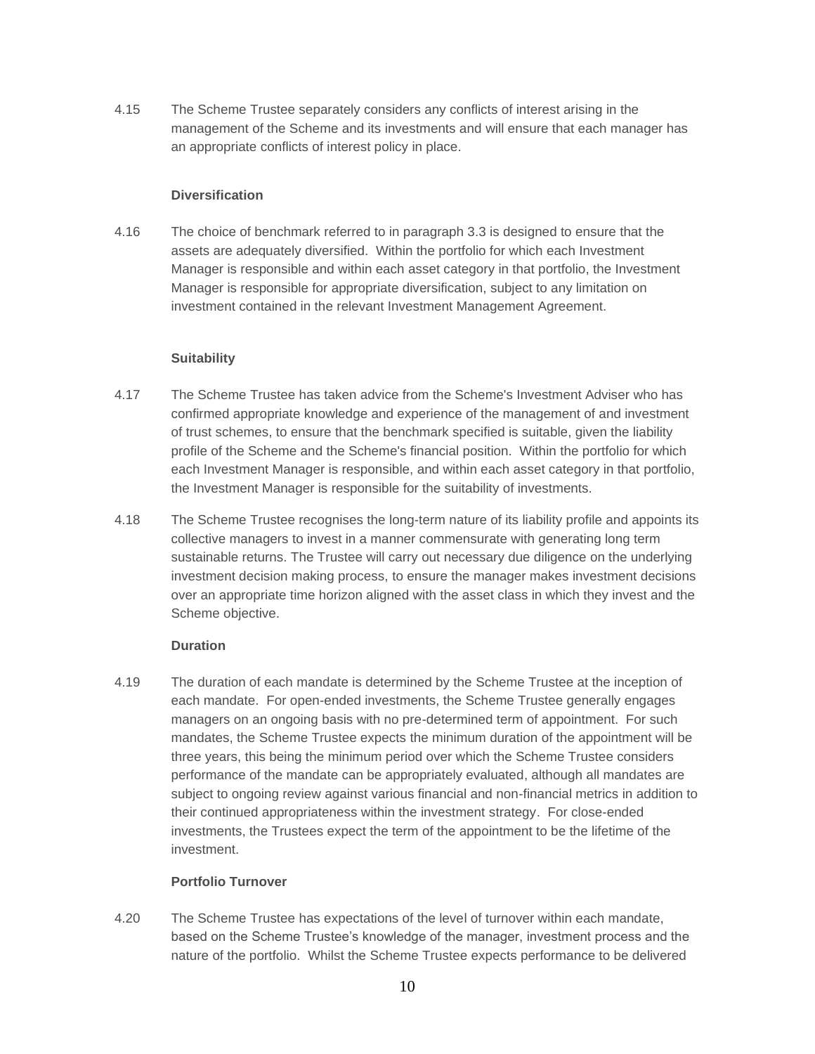4.15 The Scheme Trustee separately considers any conflicts of interest arising in the management of the Scheme and its investments and will ensure that each manager has an appropriate conflicts of interest policy in place.

**Diversification**

4.16 The choice of benchmark referred to in paragraph 3.3 is designed to ensure that the assets are adequately diversified. Within the portfolio for which each Investment Manager is responsible and within each asset category in that portfolio, the Investment Manager is responsible for appropriate diversification, subject to any limitation on investment contained in the relevant Investment Management Agreement.

**Suitability**

4.17 The Scheme Trustee has taken advice from the Scheme's Investment Adviser who has confirmed appropriate knowledge and experience of the management of and investment of trust schemes, to ensure that the benchmark specified is suitable, given the liability profile of the Scheme and the Scheme's financial position. Within the portfolio for which each Investment Manager is responsible, and within each asset category in that portfolio, the Investment Manager is responsible for the suitability of investments.

4.18 The Scheme Trustee recognises the long-term nature of its liability profile and appoints its collective managers to invest in a manner commensurate with generating long term sustainable returns. The Trustee will carry out necessary due diligence on the underlying investment decision making process, to ensure the manager makes investment decisions over an appropriate time horizon aligned with the asset class in which they invest and the Scheme objective.

**Duration**

4.19 The duration of each mandate is determined by the Scheme Trustee at the inception of each mandate. For open-ended investments, the Scheme Trustee generally engages managers on an ongoing basis with no pre-determined term of appointment. For such mandates, the Scheme Trustee expects the minimum duration of the appointment will be three years, this being the minimum period over which the Scheme Trustee considers performance of the mandate can be appropriately evaluated, although all mandates are subject to ongoing review against various financial and non-financial metrics in addition to their continued appropriateness within the investment strategy. For close-ended investments, the Trustees expect the term of the appointment to be the lifetime of the investment.

**Portfolio Turnover**

4.20 The Scheme Trustee has expectations of the level of turnover within each mandate, based on the Scheme Trustee's knowledge of the manager, investment process and the nature of the portfolio. Whilst the Scheme Trustee expects performance to be delivered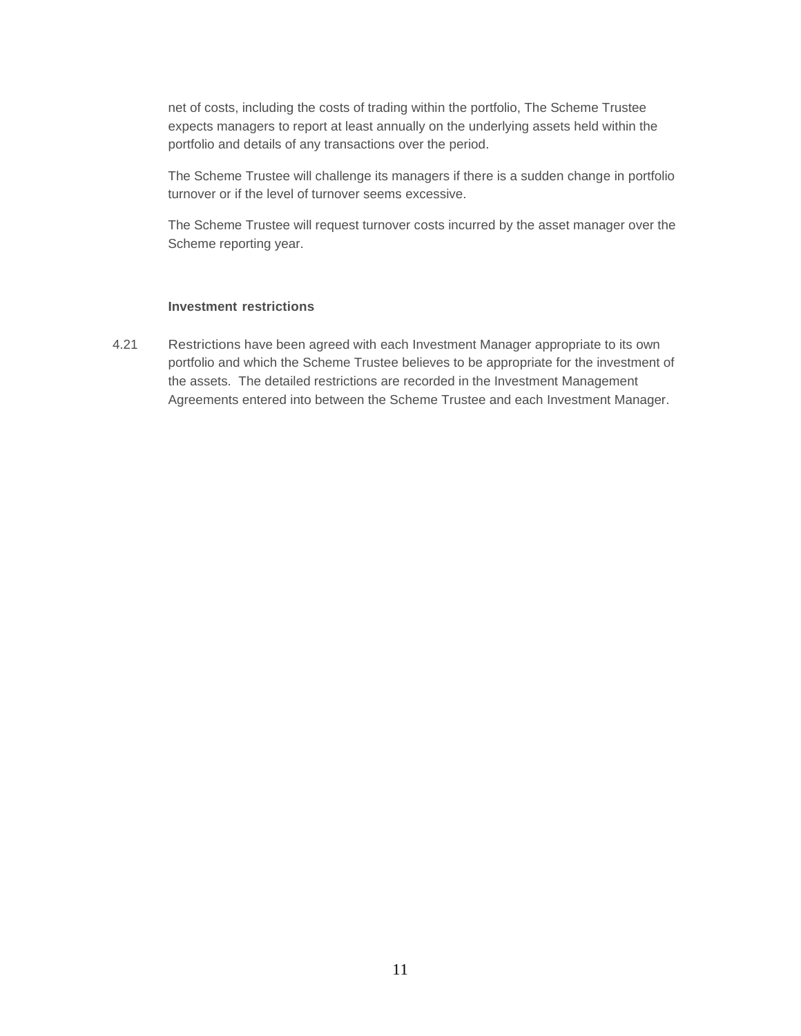net of costs, including the costs of trading within the portfolio, The Scheme Trustee expects managers to report at least annually on the underlying assets held within the portfolio and details of any transactions over the period.

The Scheme Trustee will challenge its managers if there is a sudden change in portfolio turnover or if the level of turnover seems excessive.

The Scheme Trustee will request turnover costs incurred by the asset manager over the Scheme reporting year.

**Investment restrictions**

4.21 Restrictions have been agreed with each Investment Manager appropriate to its own portfolio and which the Scheme Trustee believes to be appropriate for the investment of the assets. The detailed restrictions are recorded in the Investment Management Agreements entered into between the Scheme Trustee and each Investment Manager.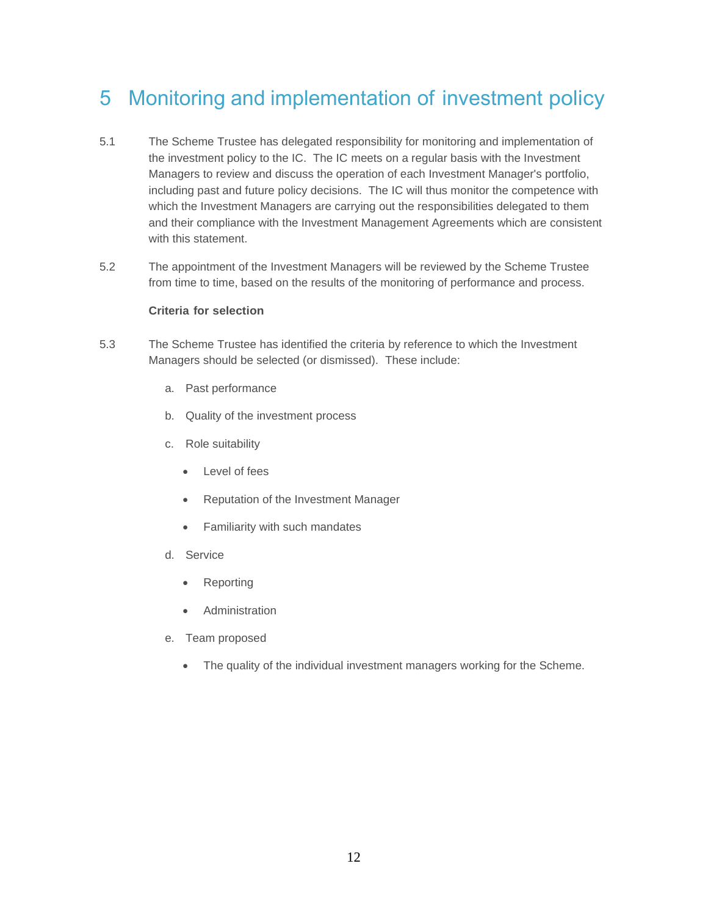# 5 Monitoring and implementation of investment policy

5.1 The Scheme Trustee has delegated responsibility for monitoring and implementation of the investment policy to the IC. The IC meets on a regular basis with the Investment Managers to review and discuss the operation of each Investment Manager's portfolio, including past and future policy decisions. The IC will thus monitor the competence with which the Investment Managers are carrying out the responsibilities delegated to them and their compliance with the Investment Management Agreements which are consistent with this statement.

5.2 The appointment of the Investment Managers will be reviewed by the Scheme Trustee from time to time, based on the results of the monitoring of performance and process.

**Criteria for selection**

5.3 The Scheme Trustee has identified the criteria by reference to which the Investment Managers should be selected (or dismissed). These include:

a. Past performance

b. Quality of the investment process

c. Role suitability

   - Level of fees
   - Reputation of the Investment Manager
   - Familiarity with such mandates

d. Service

   - Reporting
   - Administration

e. Team proposed

   - The quality of the individual investment managers working for the Scheme.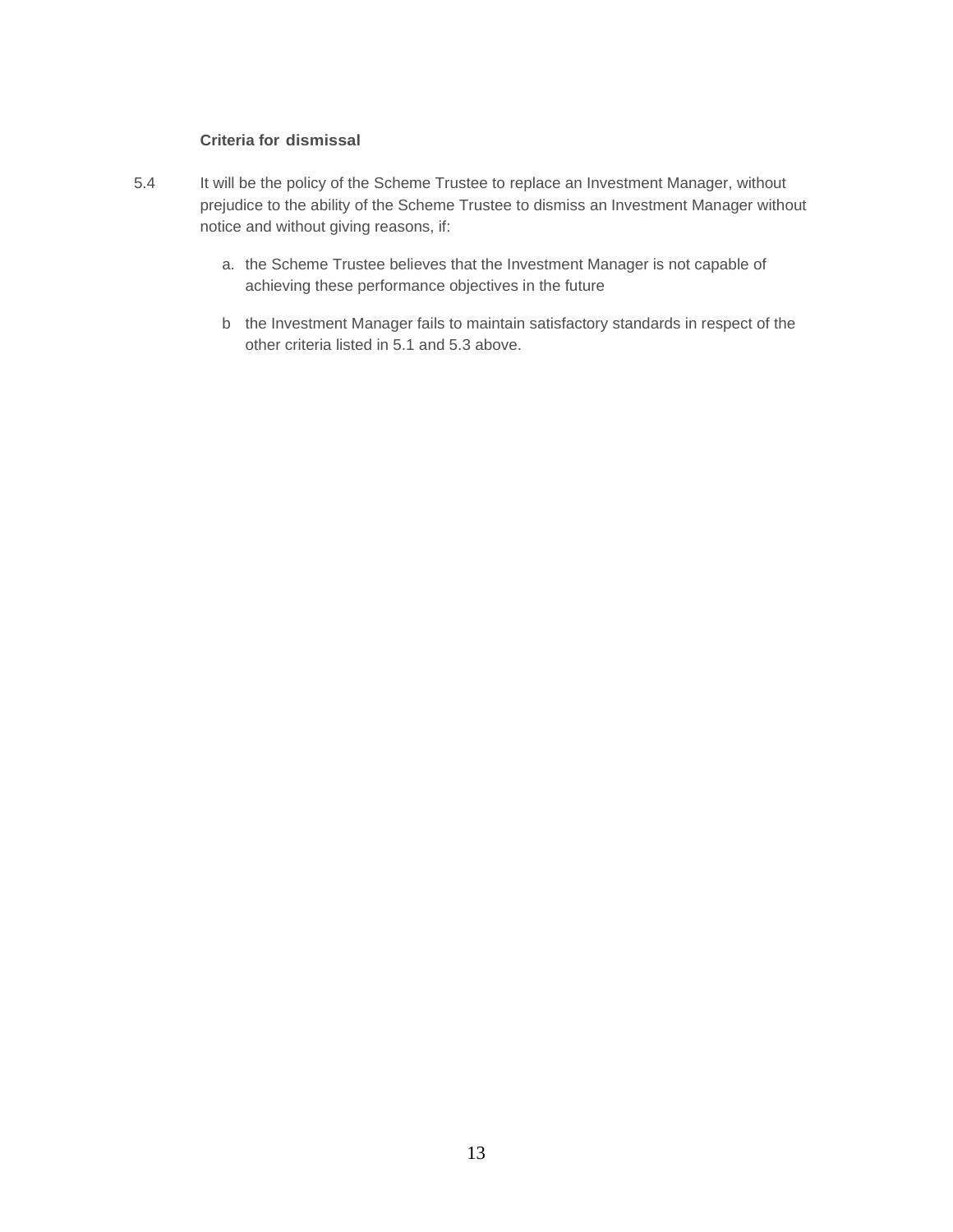**Criteria for dismissal**

5.4 It will be the policy of the Scheme Trustee to replace an Investment Manager, without prejudice to the ability of the Scheme Trustee to dismiss an Investment Manager without notice and without giving reasons, if:

a. the Scheme Trustee believes that the Investment Manager is not capable of achieving these performance objectives in the future

b the Investment Manager fails to maintain satisfactory standards in respect of the other criteria listed in 5.1 and 5.3 above.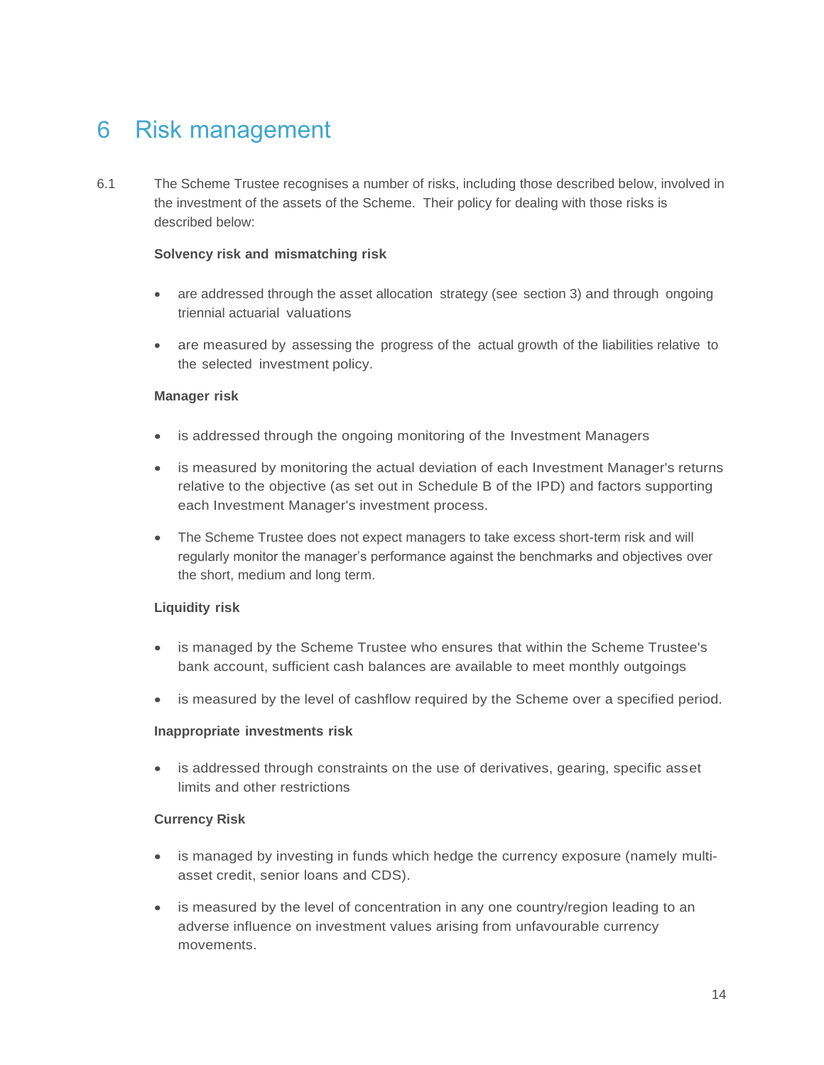# 6 Risk management

6.1 The Scheme Trustee recognises a number of risks, including those described below, involved in the investment of the assets of the Scheme. Their policy for dealing with those risks is described below:

**Solvency risk and mismatching risk**

- are addressed through the asset allocation strategy (see section 3) and through ongoing triennial actuarial valuations
- are measured by assessing the progress of the actual growth of the liabilities relative to the selected investment policy.

**Manager risk**

- is addressed through the ongoing monitoring of the Investment Managers
- is measured by monitoring the actual deviation of each Investment Manager's returns relative to the objective (as set out in Schedule B of the IPD) and factors supporting each Investment Manager's investment process.
- The Scheme Trustee does not expect managers to take excess short-term risk and will regularly monitor the manager's performance against the benchmarks and objectives over the short, medium and long term.

**Liquidity risk**

- is managed by the Scheme Trustee who ensures that within the Scheme Trustee's bank account, sufficient cash balances are available to meet monthly outgoings
- is measured by the level of cashflow required by the Scheme over a specified period.

**Inappropriate investments risk**

- is addressed through constraints on the use of derivatives, gearing, specific asset limits and other restrictions

**Currency Risk**

- is managed by investing in funds which hedge the currency exposure (namely multi-asset credit, senior loans and CDS).
- is measured by the level of concentration in any one country/region leading to an adverse influence on investment values arising from unfavourable currency movements.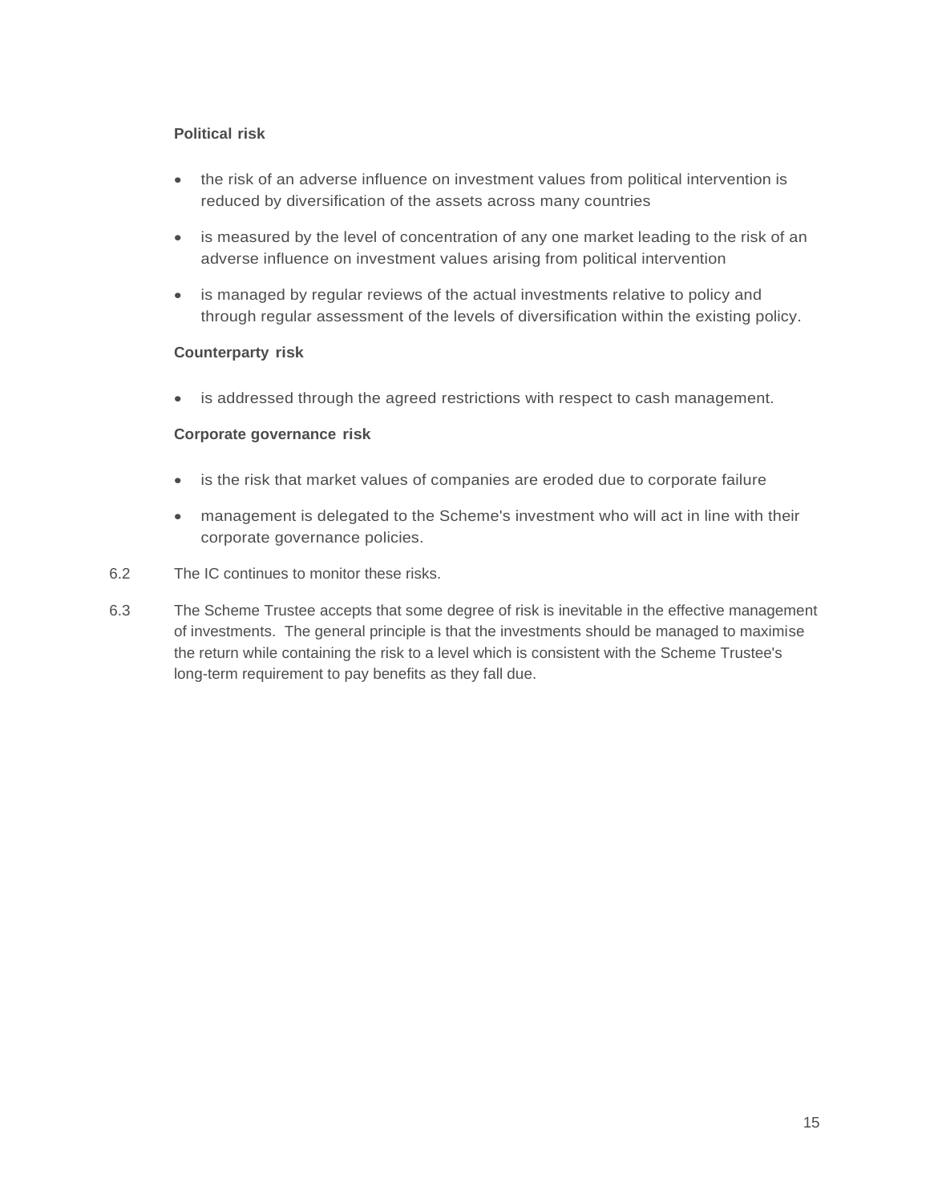**Political risk**

- the risk of an adverse influence on investment values from political intervention is reduced by diversification of the assets across many countries
- is measured by the level of concentration of any one market leading to the risk of an adverse influence on investment values arising from political intervention
- is managed by regular reviews of the actual investments relative to policy and through regular assessment of the levels of diversification within the existing policy.

**Counterparty risk**

- is addressed through the agreed restrictions with respect to cash management.

**Corporate governance risk**

- is the risk that market values of companies are eroded due to corporate failure
- management is delegated to the Scheme's investment who will act in line with their corporate governance policies.

6.2 The IC continues to monitor these risks.

6.3 The Scheme Trustee accepts that some degree of risk is inevitable in the effective management of investments. The general principle is that the investments should be managed to maximise the return while containing the risk to a level which is consistent with the Scheme Trustee's long-term requirement to pay benefits as they fall due.